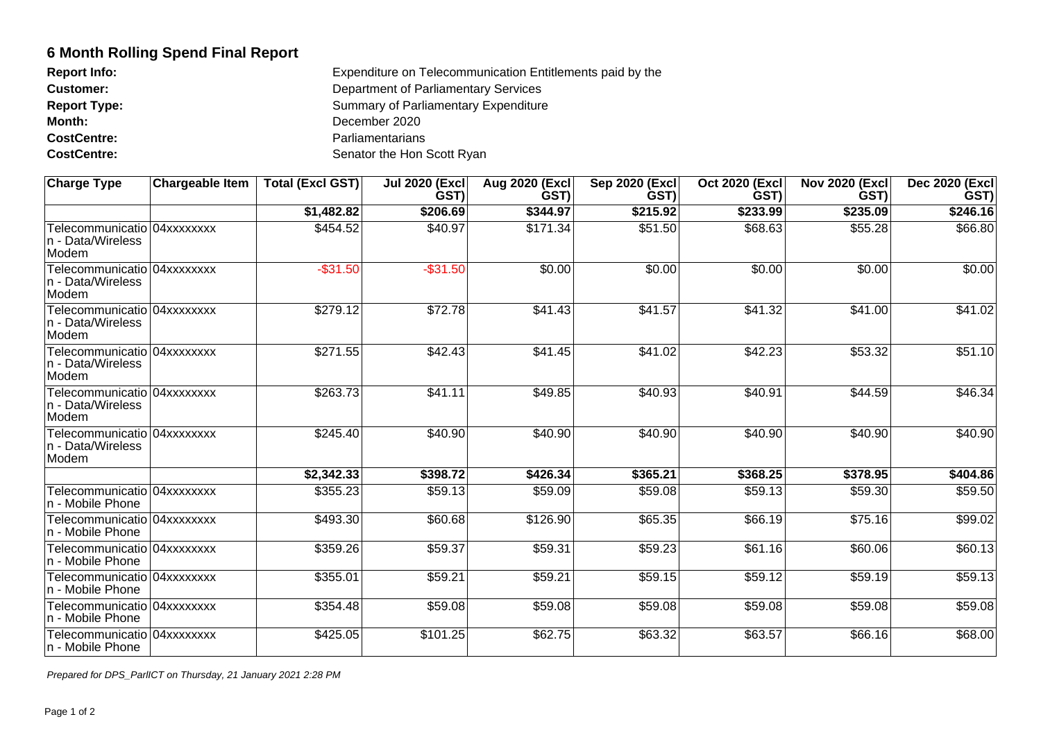# 6 Month Rolling Spend Final Report

**Report Info:** Expenditure on Telecommunication Entitlements paid by the
**Customer:** Department of Parliamentary Services
**Report Type:** Summary of Parliamentary Expenditure
**Month:** December 2020
**CostCentre:** Parliamentarians
**CostCentre:** Senator the Hon Scott Ryan

| Charge Type | Chargeable Item | Total (Excl GST) | Jul 2020 (Excl GST) | Aug 2020 (Excl GST) | Sep 2020 (Excl GST) | Oct 2020 (Excl GST) | Nov 2020 (Excl GST) | Dec 2020 (Excl GST) |
|---|---|---|---|---|---|---|---|---|
| | | **$1,482.82** | **$206.69** | **$344.97** | **$215.92** | **$233.99** | **$235.09** | **$246.16** |
| Telecommunication - Data/Wireless Modem | 04xxxxxxxx | $454.52 | $40.97 | $171.34 | $51.50 | $68.63 | $55.28 | $66.80 |
| Telecommunication - Data/Wireless Modem | 04xxxxxxxx | -$31.50 | -$31.50 | $0.00 | $0.00 | $0.00 | $0.00 | $0.00 |
| Telecommunication - Data/Wireless Modem | 04xxxxxxxx | $279.12 | $72.78 | $41.43 | $41.57 | $41.32 | $41.00 | $41.02 |
| Telecommunication - Data/Wireless Modem | 04xxxxxxxx | $271.55 | $42.43 | $41.45 | $41.02 | $42.23 | $53.32 | $51.10 |
| Telecommunication - Data/Wireless Modem | 04xxxxxxxx | $263.73 | $41.11 | $49.85 | $40.93 | $40.91 | $44.59 | $46.34 |
| Telecommunication - Data/Wireless Modem | 04xxxxxxxx | $245.40 | $40.90 | $40.90 | $40.90 | $40.90 | $40.90 | $40.90 |
| | | **$2,342.33** | **$398.72** | **$426.34** | **$365.21** | **$368.25** | **$378.95** | **$404.86** |
| Telecommunication - Mobile Phone | 04xxxxxxxx | $355.23 | $59.13 | $59.09 | $59.08 | $59.13 | $59.30 | $59.50 |
| Telecommunication - Mobile Phone | 04xxxxxxxx | $493.30 | $60.68 | $126.90 | $65.35 | $66.19 | $75.16 | $99.02 |
| Telecommunication - Mobile Phone | 04xxxxxxxx | $359.26 | $59.37 | $59.31 | $59.23 | $61.16 | $60.06 | $60.13 |
| Telecommunication - Mobile Phone | 04xxxxxxxx | $355.01 | $59.21 | $59.21 | $59.15 | $59.12 | $59.19 | $59.13 |
| Telecommunication - Mobile Phone | 04xxxxxxxx | $354.48 | $59.08 | $59.08 | $59.08 | $59.08 | $59.08 | $59.08 |
| Telecommunication - Mobile Phone | 04xxxxxxxx | $425.05 | $101.25 | $62.75 | $63.32 | $63.57 | $66.16 | $68.00 |

*Prepared for DPS_ParlICT on Thursday, 21 January 2021 2:28 PM*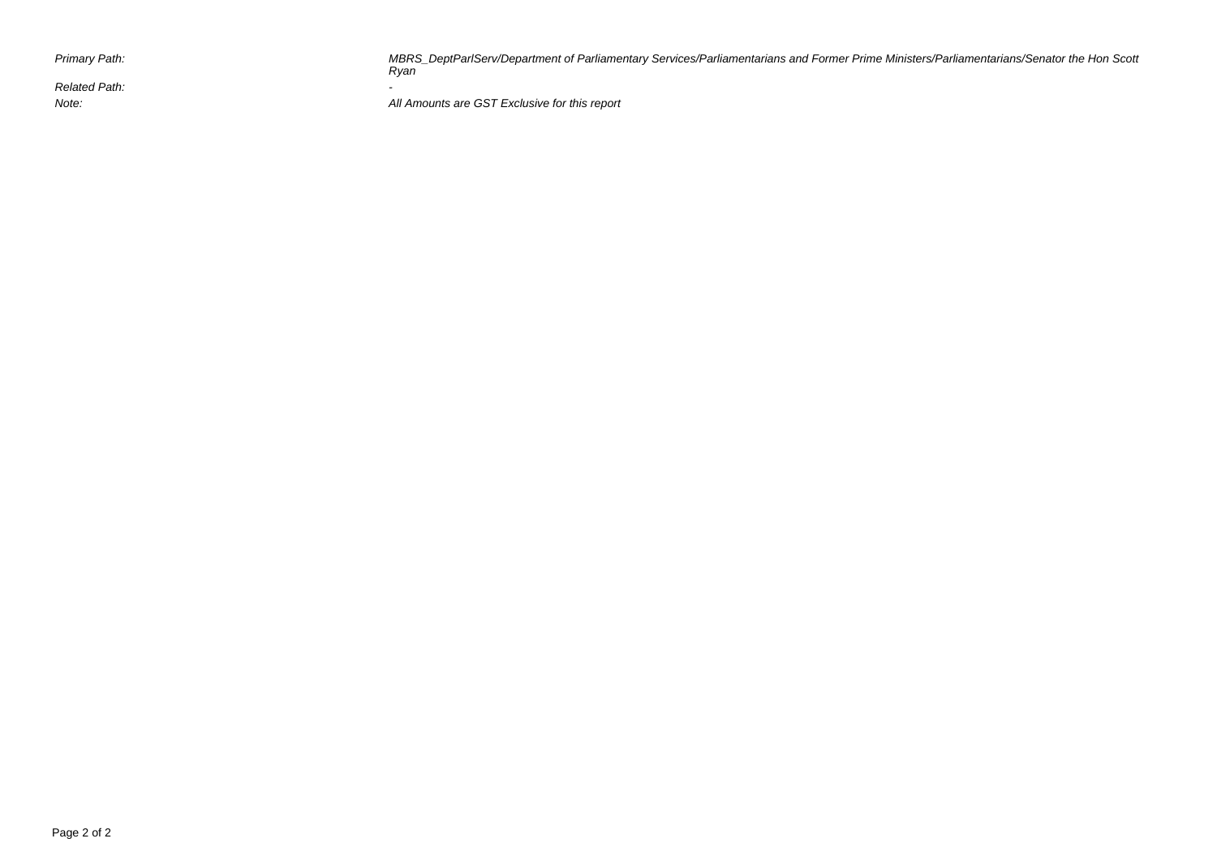| | |
|---|---|
| *Primary Path:* | *MBRS_DeptParlServ/Department of Parliamentary Services/Parliamentarians and Former Prime Ministers/Parliamentarians/Senator the Hon Scott Ryan* |
| *Related Path:* | *-* |
| *Note:* | *All Amounts are GST Exclusive for this report* |